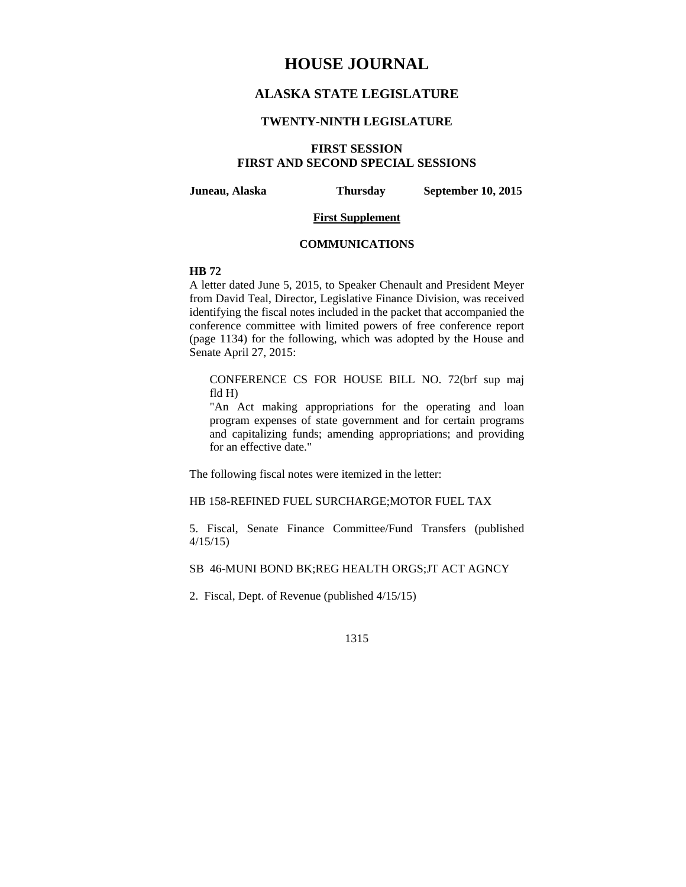# HOUSE JOURNAL

## ALASKA STATE LEGISLATURE

### TWENTY-NINTH LEGISLATURE

### FIRST SESSION
### FIRST AND SECOND SPECIAL SESSIONS

**Juneau, Alaska** **Thursday** **September 10, 2015**

**First Supplement**

**COMMUNICATIONS**

**HB 72**

A letter dated June 5, 2015, to Speaker Chenault and President Meyer from David Teal, Director, Legislative Finance Division, was received identifying the fiscal notes included in the packet that accompanied the conference committee with limited powers of free conference report (page 1134) for the following, which was adopted by the House and Senate April 27, 2015:

> CONFERENCE CS FOR HOUSE BILL NO. 72(brf sup maj fld H)
> "An Act making appropriations for the operating and loan program expenses of state government and for certain programs and capitalizing funds; amending appropriations; and providing for an effective date."

The following fiscal notes were itemized in the letter:

HB 158-REFINED FUEL SURCHARGE;MOTOR FUEL TAX

5. Fiscal, Senate Finance Committee/Fund Transfers (published 4/15/15)

SB 46-MUNI BOND BK;REG HEALTH ORGS;JT ACT AGNCY

2. Fiscal, Dept. of Revenue (published 4/15/15)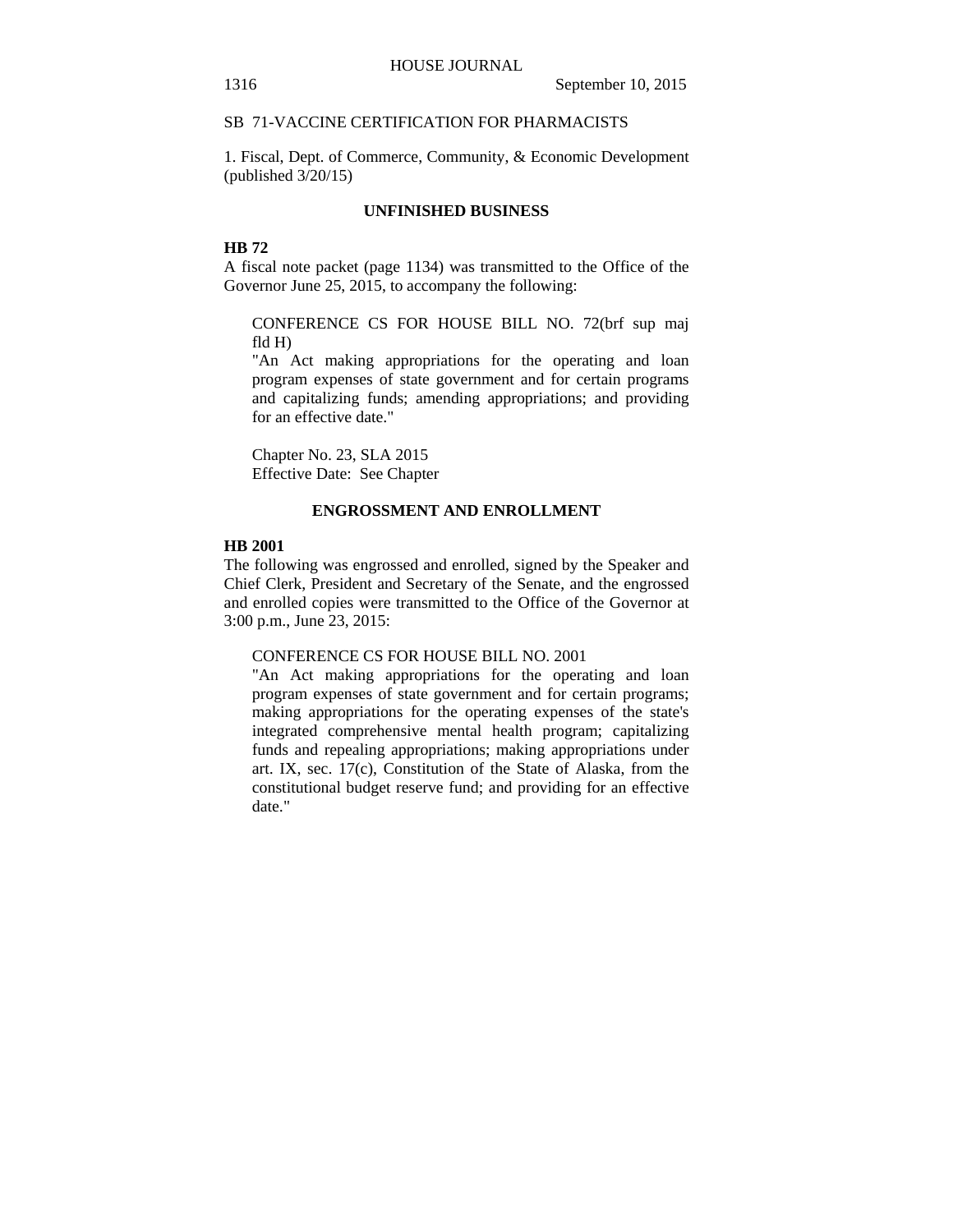SB 71-VACCINE CERTIFICATION FOR PHARMACISTS

1. Fiscal, Dept. of Commerce, Community, & Economic Development (published 3/20/15)

## UNFINISHED BUSINESS

**HB 72**

A fiscal note packet (page 1134) was transmitted to the Office of the Governor June 25, 2015, to accompany the following:

CONFERENCE CS FOR HOUSE BILL NO. 72(brf sup maj fld H)
"An Act making appropriations for the operating and loan program expenses of state government and for certain programs and capitalizing funds; amending appropriations; and providing for an effective date."

Chapter No. 23, SLA 2015
Effective Date: See Chapter

## ENGROSSMENT AND ENROLLMENT

**HB 2001**

The following was engrossed and enrolled, signed by the Speaker and Chief Clerk, President and Secretary of the Senate, and the engrossed and enrolled copies were transmitted to the Office of the Governor at 3:00 p.m., June 23, 2015:

CONFERENCE CS FOR HOUSE BILL NO. 2001
"An Act making appropriations for the operating and loan program expenses of state government and for certain programs; making appropriations for the operating expenses of the state's integrated comprehensive mental health program; capitalizing funds and repealing appropriations; making appropriations under art. IX, sec. 17(c), Constitution of the State of Alaska, from the constitutional budget reserve fund; and providing for an effective date."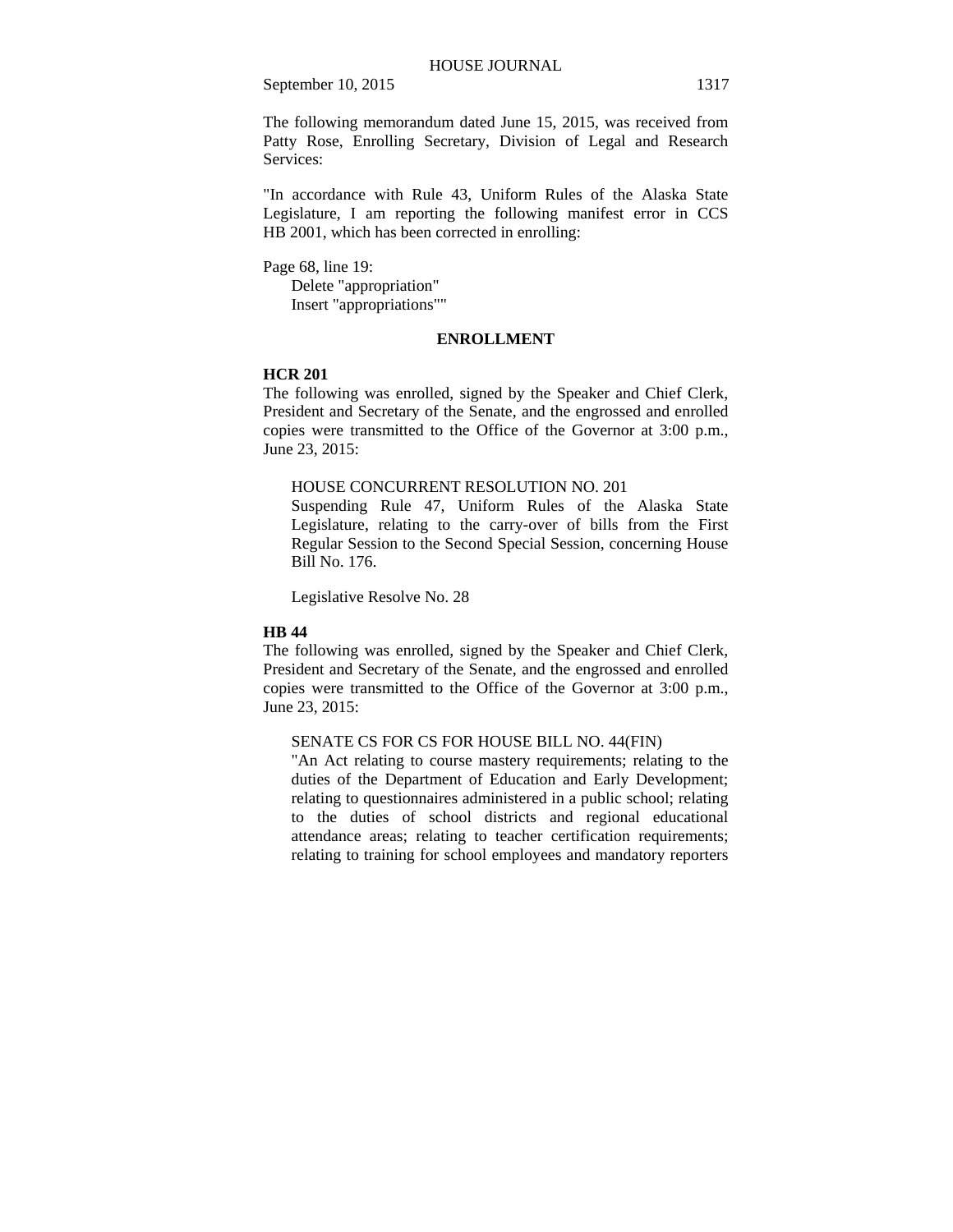The following memorandum dated June 15, 2015, was received from Patty Rose, Enrolling Secretary, Division of Legal and Research Services:

"In accordance with Rule 43, Uniform Rules of the Alaska State Legislature, I am reporting the following manifest error in CCS HB 2001, which has been corrected in enrolling:

Page 68, line 19:
    Delete "appropriation"
    Insert "appropriations""

## ENROLLMENT

**HCR 201**

The following was enrolled, signed by the Speaker and Chief Clerk, President and Secretary of the Senate, and the engrossed and enrolled copies were transmitted to the Office of the Governor at 3:00 p.m., June 23, 2015:

HOUSE CONCURRENT RESOLUTION NO. 201
Suspending Rule 47, Uniform Rules of the Alaska State Legislature, relating to the carry-over of bills from the First Regular Session to the Second Special Session, concerning House Bill No. 176.

Legislative Resolve No. 28

**HB 44**

The following was enrolled, signed by the Speaker and Chief Clerk, President and Secretary of the Senate, and the engrossed and enrolled copies were transmitted to the Office of the Governor at 3:00 p.m., June 23, 2015:

SENATE CS FOR CS FOR HOUSE BILL NO. 44(FIN)
"An Act relating to course mastery requirements; relating to the duties of the Department of Education and Early Development; relating to questionnaires administered in a public school; relating to the duties of school districts and regional educational attendance areas; relating to teacher certification requirements; relating to training for school employees and mandatory reporters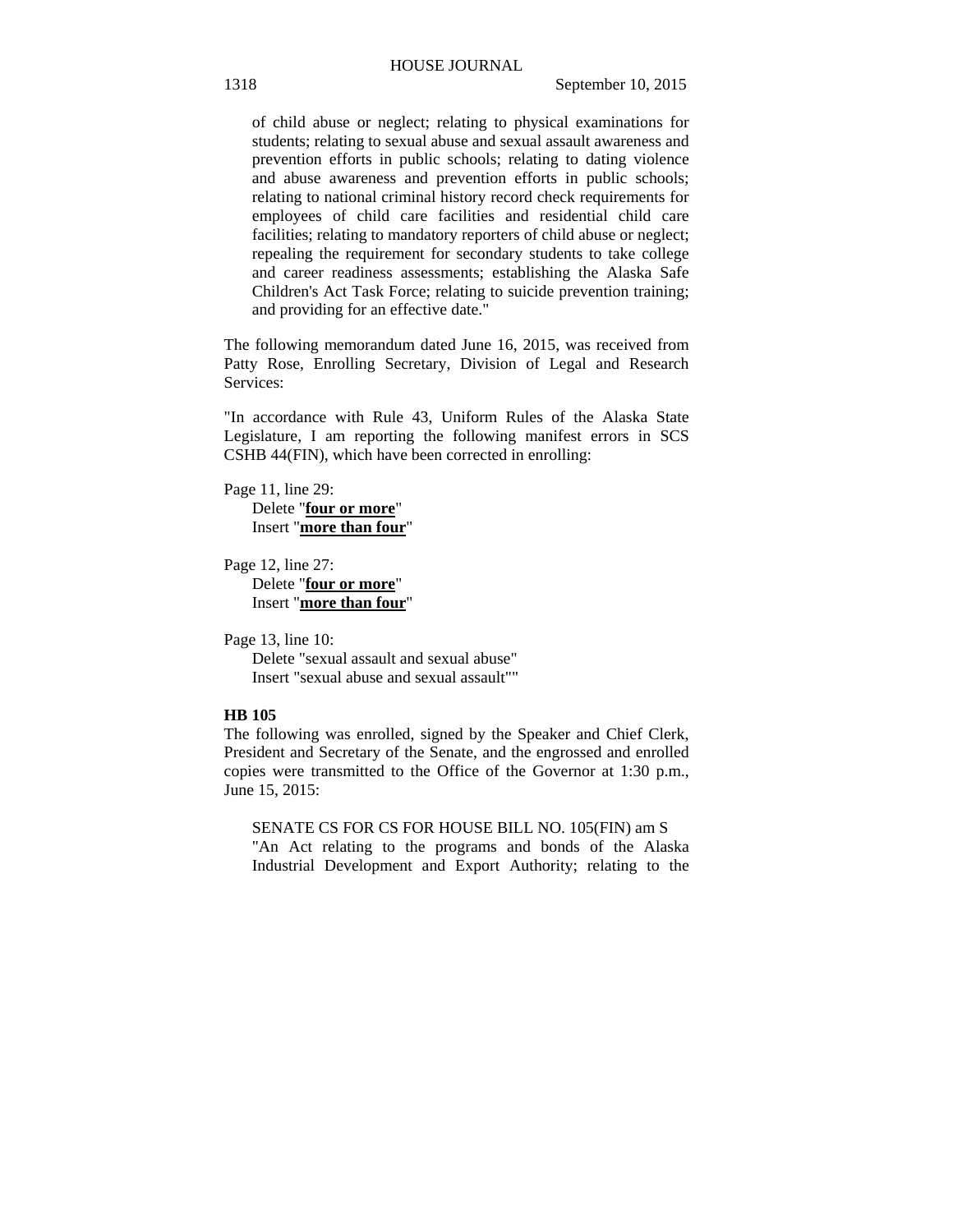of child abuse or neglect; relating to physical examinations for students; relating to sexual abuse and sexual assault awareness and prevention efforts in public schools; relating to dating violence and abuse awareness and prevention efforts in public schools; relating to national criminal history record check requirements for employees of child care facilities and residential child care facilities; relating to mandatory reporters of child abuse or neglect; repealing the requirement for secondary students to take college and career readiness assessments; establishing the Alaska Safe Children's Act Task Force; relating to suicide prevention training; and providing for an effective date."

The following memorandum dated June 16, 2015, was received from Patty Rose, Enrolling Secretary, Division of Legal and Research Services:

"In accordance with Rule 43, Uniform Rules of the Alaska State Legislature, I am reporting the following manifest errors in SCS CSHB 44(FIN), which have been corrected in enrolling:

Page 11, line 29:
Delete "**four or more**"
Insert "**more than four**"

Page 12, line 27:
Delete "**four or more**"
Insert "**more than four**"

Page 13, line 10:
Delete "sexual assault and sexual abuse"
Insert "sexual abuse and sexual assault""

**HB 105**

The following was enrolled, signed by the Speaker and Chief Clerk, President and Secretary of the Senate, and the engrossed and enrolled copies were transmitted to the Office of the Governor at 1:30 p.m., June 15, 2015:

SENATE CS FOR CS FOR HOUSE BILL NO. 105(FIN) am S
"An Act relating to the programs and bonds of the Alaska Industrial Development and Export Authority; relating to the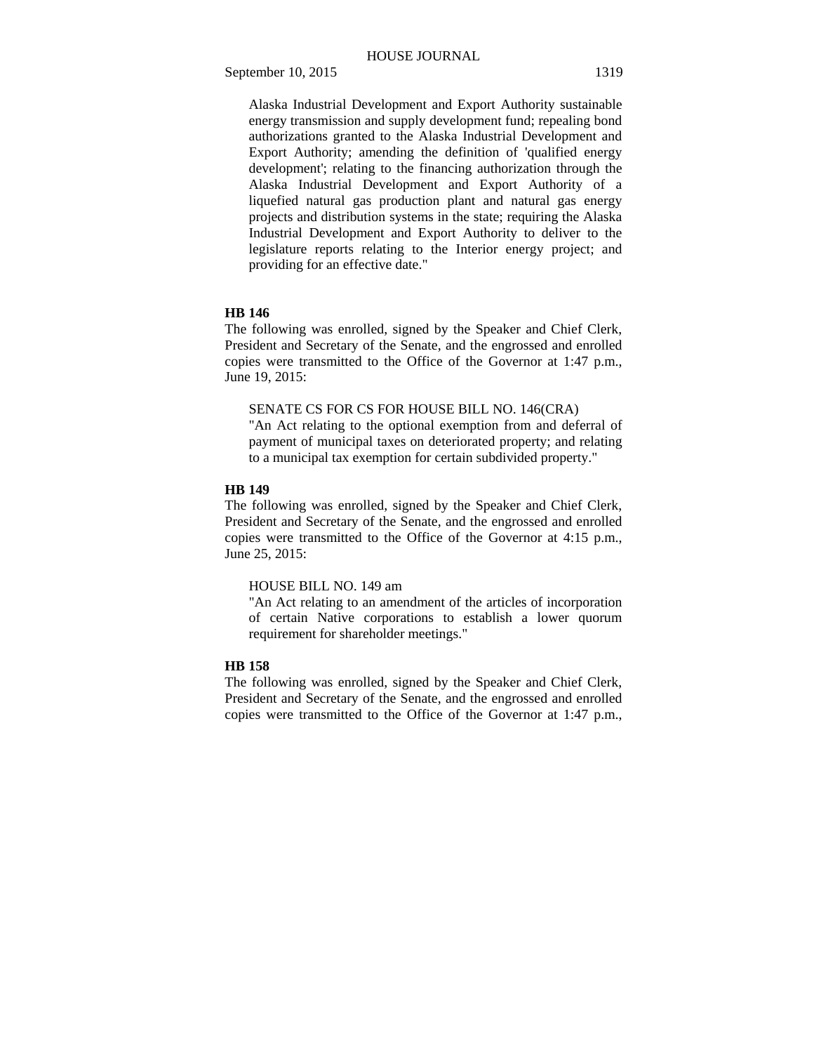Alaska Industrial Development and Export Authority sustainable energy transmission and supply development fund; repealing bond authorizations granted to the Alaska Industrial Development and Export Authority; amending the definition of 'qualified energy development'; relating to the financing authorization through the Alaska Industrial Development and Export Authority of a liquefied natural gas production plant and natural gas energy projects and distribution systems in the state; requiring the Alaska Industrial Development and Export Authority to deliver to the legislature reports relating to the Interior energy project; and providing for an effective date."

**HB 146**

The following was enrolled, signed by the Speaker and Chief Clerk, President and Secretary of the Senate, and the engrossed and enrolled copies were transmitted to the Office of the Governor at 1:47 p.m., June 19, 2015:

SENATE CS FOR CS FOR HOUSE BILL NO. 146(CRA)
"An Act relating to the optional exemption from and deferral of payment of municipal taxes on deteriorated property; and relating to a municipal tax exemption for certain subdivided property."

**HB 149**

The following was enrolled, signed by the Speaker and Chief Clerk, President and Secretary of the Senate, and the engrossed and enrolled copies were transmitted to the Office of the Governor at 4:15 p.m., June 25, 2015:

HOUSE BILL NO. 149 am
"An Act relating to an amendment of the articles of incorporation of certain Native corporations to establish a lower quorum requirement for shareholder meetings."

**HB 158**

The following was enrolled, signed by the Speaker and Chief Clerk, President and Secretary of the Senate, and the engrossed and enrolled copies were transmitted to the Office of the Governor at 1:47 p.m.,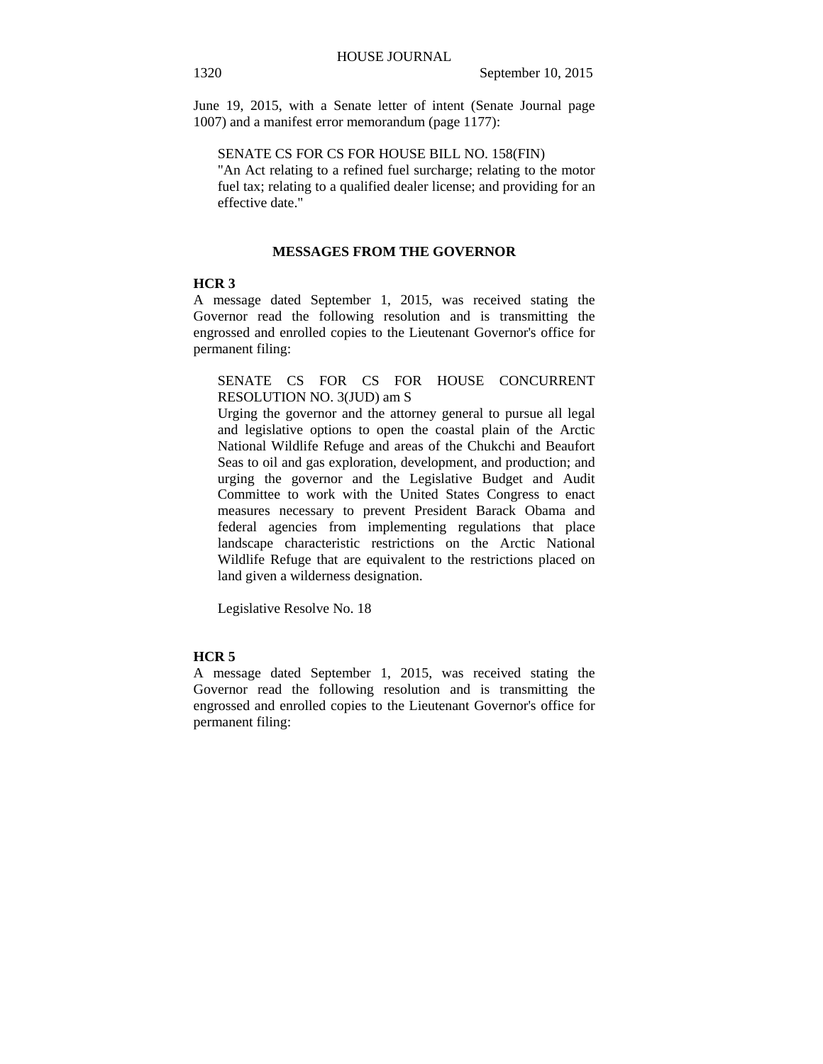June 19, 2015, with a Senate letter of intent (Senate Journal page 1007) and a manifest error memorandum (page 1177):

SENATE CS FOR CS FOR HOUSE BILL NO. 158(FIN)
"An Act relating to a refined fuel surcharge; relating to the motor fuel tax; relating to a qualified dealer license; and providing for an effective date."

## MESSAGES FROM THE GOVERNOR

**HCR 3**

A message dated September 1, 2015, was received stating the Governor read the following resolution and is transmitting the engrossed and enrolled copies to the Lieutenant Governor's office for permanent filing:

SENATE CS FOR CS FOR HOUSE CONCURRENT RESOLUTION NO. 3(JUD) am S
Urging the governor and the attorney general to pursue all legal and legislative options to open the coastal plain of the Arctic National Wildlife Refuge and areas of the Chukchi and Beaufort Seas to oil and gas exploration, development, and production; and urging the governor and the Legislative Budget and Audit Committee to work with the United States Congress to enact measures necessary to prevent President Barack Obama and federal agencies from implementing regulations that place landscape characteristic restrictions on the Arctic National Wildlife Refuge that are equivalent to the restrictions placed on land given a wilderness designation.

Legislative Resolve No. 18

**HCR 5**

A message dated September 1, 2015, was received stating the Governor read the following resolution and is transmitting the engrossed and enrolled copies to the Lieutenant Governor's office for permanent filing: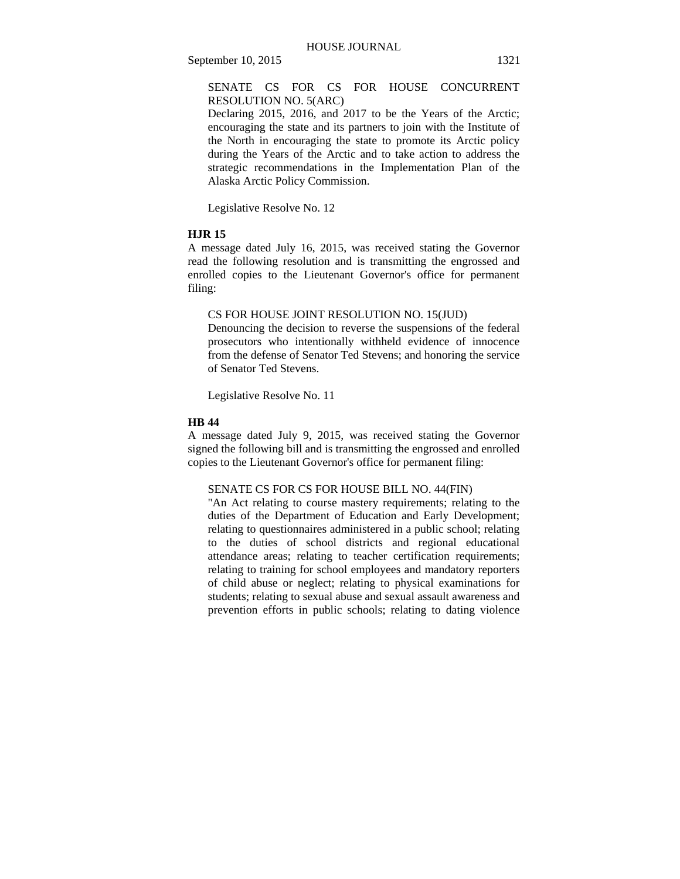SENATE CS FOR CS FOR HOUSE CONCURRENT RESOLUTION NO. 5(ARC)
Declaring 2015, 2016, and 2017 to be the Years of the Arctic; encouraging the state and its partners to join with the Institute of the North in encouraging the state to promote its Arctic policy during the Years of the Arctic and to take action to address the strategic recommendations in the Implementation Plan of the Alaska Arctic Policy Commission.

Legislative Resolve No. 12

**HJR 15**

A message dated July 16, 2015, was received stating the Governor read the following resolution and is transmitting the engrossed and enrolled copies to the Lieutenant Governor's office for permanent filing:

CS FOR HOUSE JOINT RESOLUTION NO. 15(JUD)
Denouncing the decision to reverse the suspensions of the federal prosecutors who intentionally withheld evidence of innocence from the defense of Senator Ted Stevens; and honoring the service of Senator Ted Stevens.

Legislative Resolve No. 11

**HB 44**

A message dated July 9, 2015, was received stating the Governor signed the following bill and is transmitting the engrossed and enrolled copies to the Lieutenant Governor's office for permanent filing:

SENATE CS FOR CS FOR HOUSE BILL NO. 44(FIN)
"An Act relating to course mastery requirements; relating to the duties of the Department of Education and Early Development; relating to questionnaires administered in a public school; relating to the duties of school districts and regional educational attendance areas; relating to teacher certification requirements; relating to training for school employees and mandatory reporters of child abuse or neglect; relating to physical examinations for students; relating to sexual abuse and sexual assault awareness and prevention efforts in public schools; relating to dating violence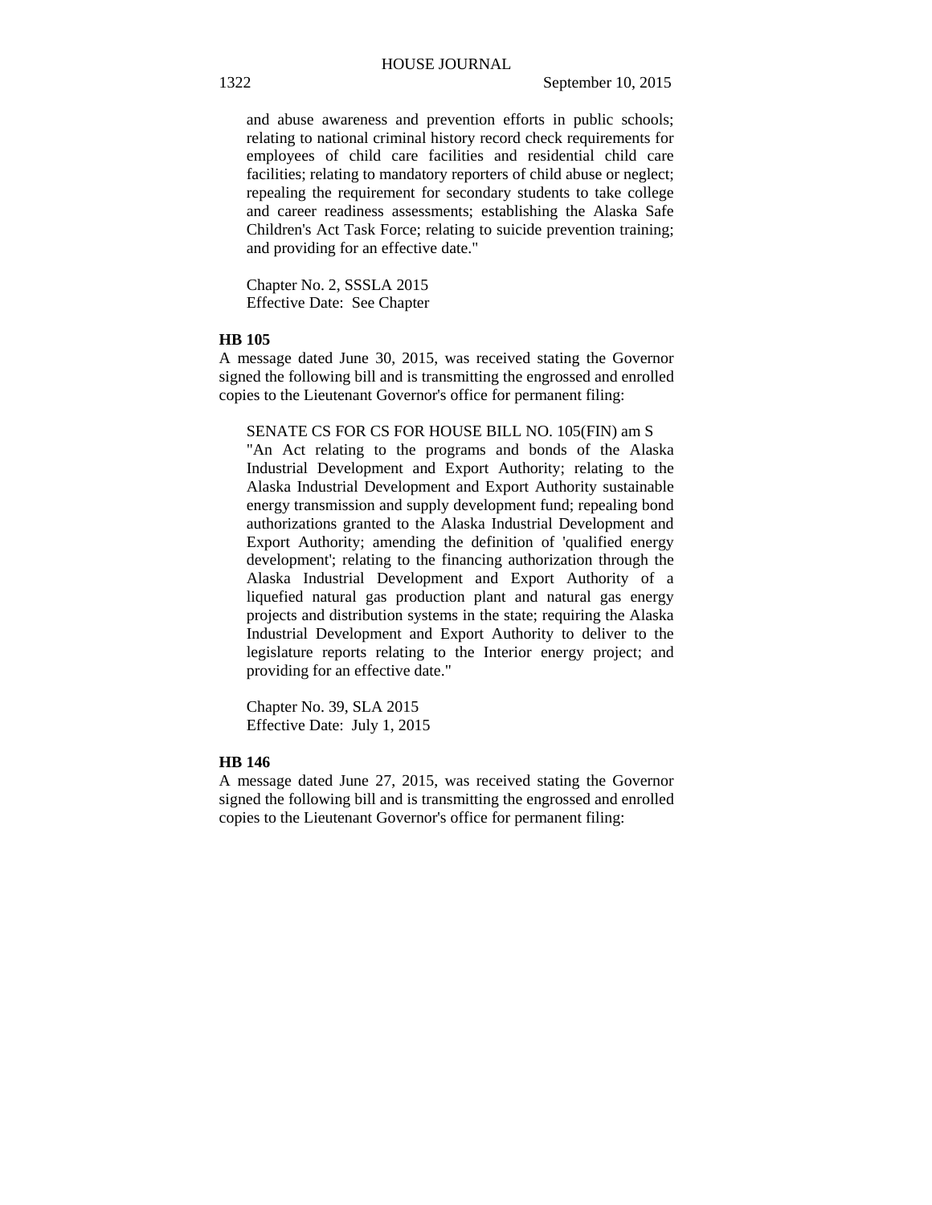and abuse awareness and prevention efforts in public schools; relating to national criminal history record check requirements for employees of child care facilities and residential child care facilities; relating to mandatory reporters of child abuse or neglect; repealing the requirement for secondary students to take college and career readiness assessments; establishing the Alaska Safe Children's Act Task Force; relating to suicide prevention training; and providing for an effective date."

Chapter No. 2, SSSLA 2015
Effective Date: See Chapter

**HB 105**

A message dated June 30, 2015, was received stating the Governor signed the following bill and is transmitting the engrossed and enrolled copies to the Lieutenant Governor's office for permanent filing:

SENATE CS FOR CS FOR HOUSE BILL NO. 105(FIN) am S
"An Act relating to the programs and bonds of the Alaska Industrial Development and Export Authority; relating to the Alaska Industrial Development and Export Authority sustainable energy transmission and supply development fund; repealing bond authorizations granted to the Alaska Industrial Development and Export Authority; amending the definition of 'qualified energy development'; relating to the financing authorization through the Alaska Industrial Development and Export Authority of a liquefied natural gas production plant and natural gas energy projects and distribution systems in the state; requiring the Alaska Industrial Development and Export Authority to deliver to the legislature reports relating to the Interior energy project; and providing for an effective date."

Chapter No. 39, SLA 2015
Effective Date: July 1, 2015

**HB 146**

A message dated June 27, 2015, was received stating the Governor signed the following bill and is transmitting the engrossed and enrolled copies to the Lieutenant Governor's office for permanent filing: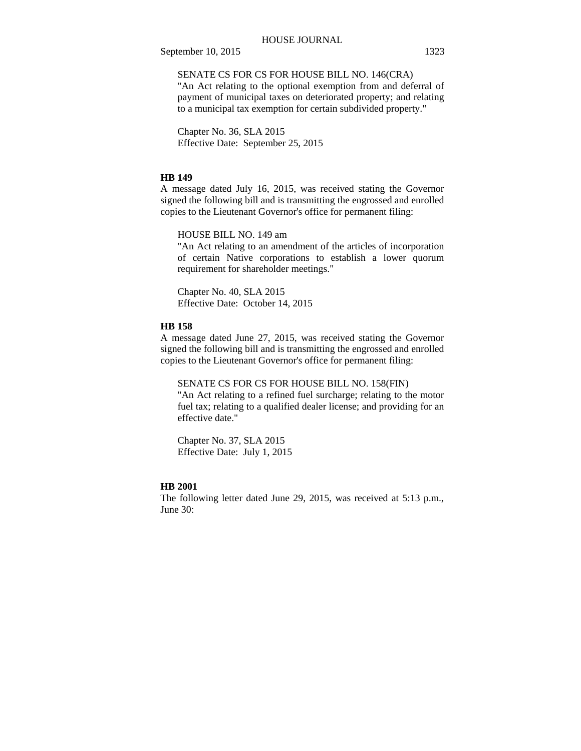SENATE CS FOR CS FOR HOUSE BILL NO. 146(CRA)
"An Act relating to the optional exemption from and deferral of payment of municipal taxes on deteriorated property; and relating to a municipal tax exemption for certain subdivided property."

Chapter No. 36, SLA 2015
Effective Date: September 25, 2015

**HB 149**
A message dated July 16, 2015, was received stating the Governor signed the following bill and is transmitting the engrossed and enrolled copies to the Lieutenant Governor's office for permanent filing:

HOUSE BILL NO. 149 am
"An Act relating to an amendment of the articles of incorporation of certain Native corporations to establish a lower quorum requirement for shareholder meetings."

Chapter No. 40, SLA 2015
Effective Date: October 14, 2015

**HB 158**
A message dated June 27, 2015, was received stating the Governor signed the following bill and is transmitting the engrossed and enrolled copies to the Lieutenant Governor's office for permanent filing:

SENATE CS FOR CS FOR HOUSE BILL NO. 158(FIN)
"An Act relating to a refined fuel surcharge; relating to the motor fuel tax; relating to a qualified dealer license; and providing for an effective date."

Chapter No. 37, SLA 2015
Effective Date: July 1, 2015

**HB 2001**
The following letter dated June 29, 2015, was received at 5:13 p.m., June 30: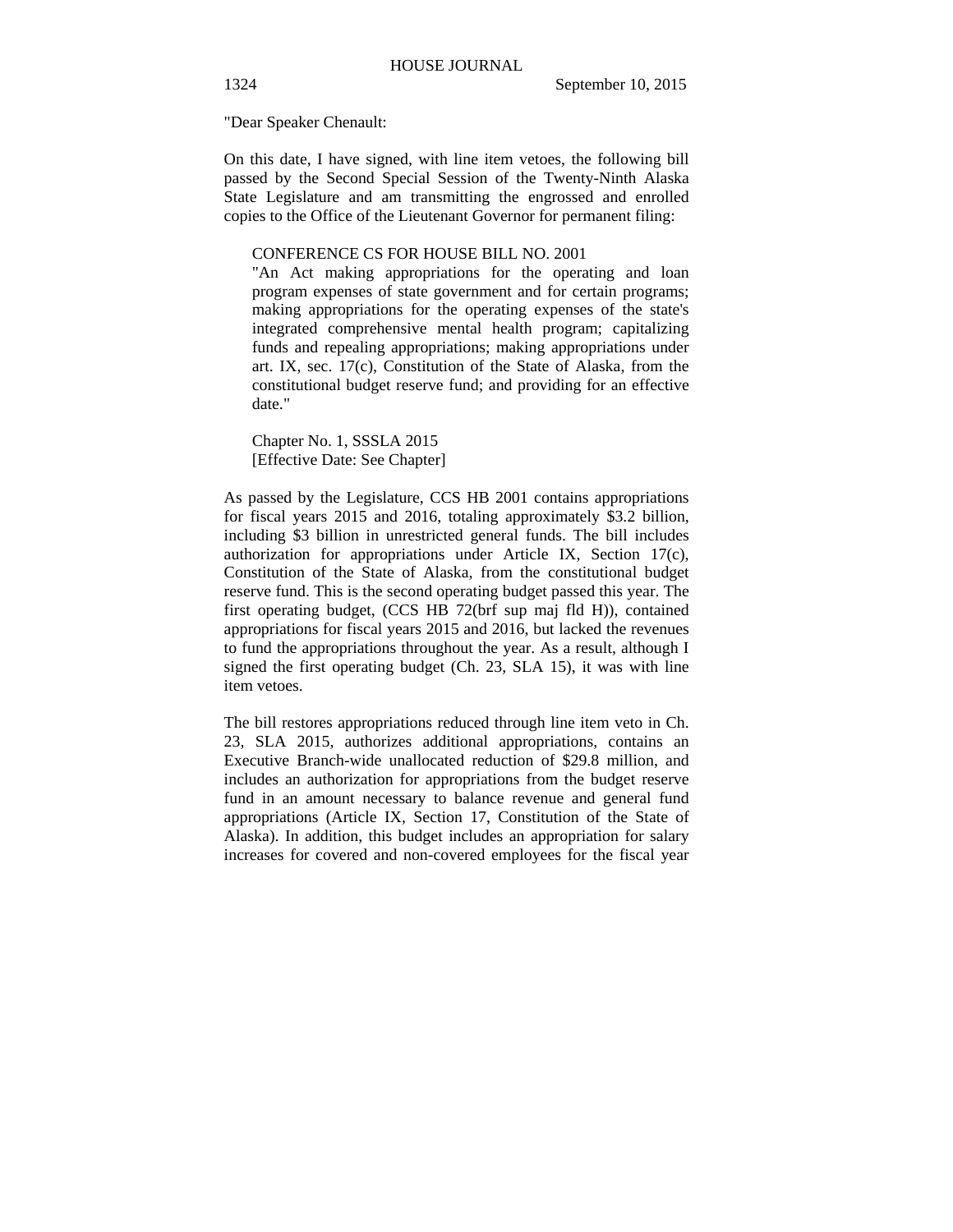"Dear Speaker Chenault:

On this date, I have signed, with line item vetoes, the following bill passed by the Second Special Session of the Twenty-Ninth Alaska State Legislature and am transmitting the engrossed and enrolled copies to the Office of the Lieutenant Governor for permanent filing:

CONFERENCE CS FOR HOUSE BILL NO. 2001
"An Act making appropriations for the operating and loan program expenses of state government and for certain programs; making appropriations for the operating expenses of the state's integrated comprehensive mental health program; capitalizing funds and repealing appropriations; making appropriations under art. IX, sec. 17(c), Constitution of the State of Alaska, from the constitutional budget reserve fund; and providing for an effective date."

Chapter No. 1, SSSLA 2015
[Effective Date: See Chapter]

As passed by the Legislature, CCS HB 2001 contains appropriations for fiscal years 2015 and 2016, totaling approximately $3.2 billion, including $3 billion in unrestricted general funds. The bill includes authorization for appropriations under Article IX, Section 17(c), Constitution of the State of Alaska, from the constitutional budget reserve fund. This is the second operating budget passed this year. The first operating budget, (CCS HB 72(brf sup maj fld H)), contained appropriations for fiscal years 2015 and 2016, but lacked the revenues to fund the appropriations throughout the year. As a result, although I signed the first operating budget (Ch. 23, SLA 15), it was with line item vetoes.

The bill restores appropriations reduced through line item veto in Ch. 23, SLA 2015, authorizes additional appropriations, contains an Executive Branch-wide unallocated reduction of $29.8 million, and includes an authorization for appropriations from the budget reserve fund in an amount necessary to balance revenue and general fund appropriations (Article IX, Section 17, Constitution of the State of Alaska). In addition, this budget includes an appropriation for salary increases for covered and non-covered employees for the fiscal year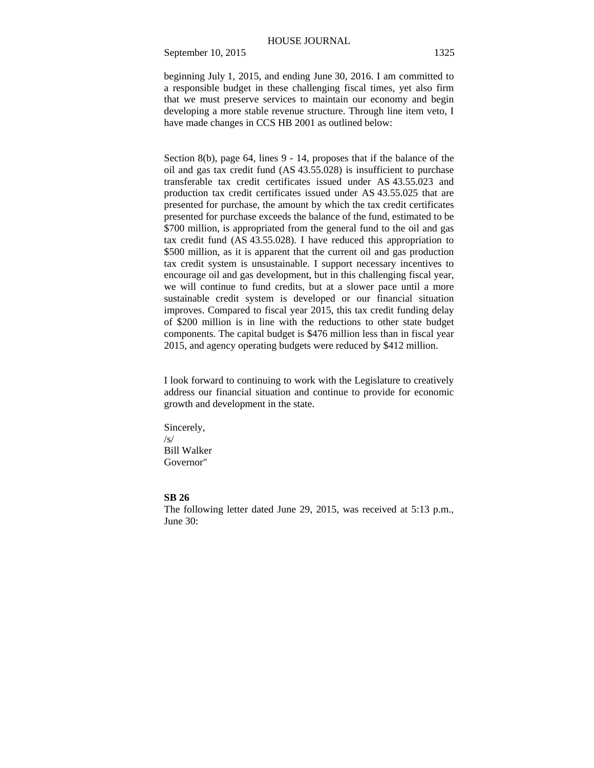beginning July 1, 2015, and ending June 30, 2016. I am committed to a responsible budget in these challenging fiscal times, yet also firm that we must preserve services to maintain our economy and begin developing a more stable revenue structure. Through line item veto, I have made changes in CCS HB 2001 as outlined below:

Section 8(b), page 64, lines 9 - 14, proposes that if the balance of the oil and gas tax credit fund (AS 43.55.028) is insufficient to purchase transferable tax credit certificates issued under AS 43.55.023 and production tax credit certificates issued under AS 43.55.025 that are presented for purchase, the amount by which the tax credit certificates presented for purchase exceeds the balance of the fund, estimated to be $700 million, is appropriated from the general fund to the oil and gas tax credit fund (AS 43.55.028). I have reduced this appropriation to $500 million, as it is apparent that the current oil and gas production tax credit system is unsustainable. I support necessary incentives to encourage oil and gas development, but in this challenging fiscal year, we will continue to fund credits, but at a slower pace until a more sustainable credit system is developed or our financial situation improves. Compared to fiscal year 2015, this tax credit funding delay of $200 million is in line with the reductions to other state budget components. The capital budget is $476 million less than in fiscal year 2015, and agency operating budgets were reduced by $412 million.

I look forward to continuing to work with the Legislature to creatively address our financial situation and continue to provide for economic growth and development in the state.

Sincerely,
/s/
Bill Walker
Governor"

**SB 26**

The following letter dated June 29, 2015, was received at 5:13 p.m., June 30: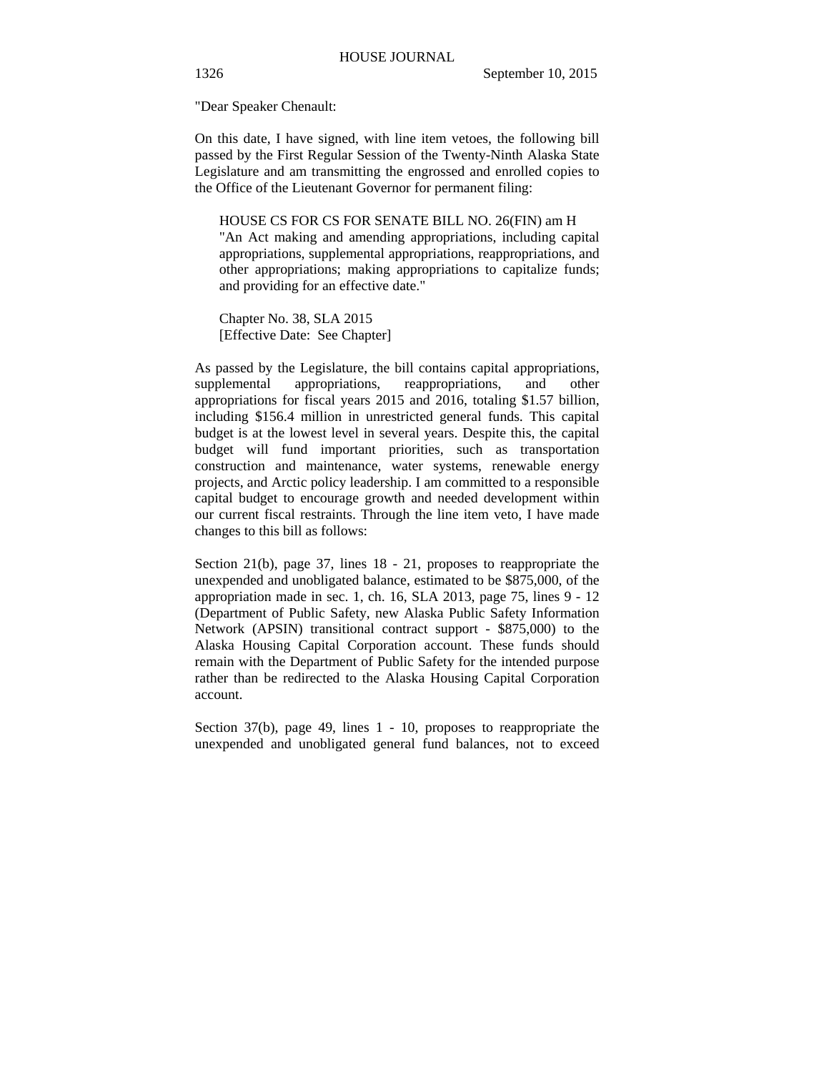"Dear Speaker Chenault:

On this date, I have signed, with line item vetoes, the following bill passed by the First Regular Session of the Twenty-Ninth Alaska State Legislature and am transmitting the engrossed and enrolled copies to the Office of the Lieutenant Governor for permanent filing:

> HOUSE CS FOR CS FOR SENATE BILL NO. 26(FIN) am H
> "An Act making and amending appropriations, including capital appropriations, supplemental appropriations, reappropriations, and other appropriations; making appropriations to capitalize funds; and providing for an effective date."
>
> Chapter No. 38, SLA 2015
> [Effective Date: See Chapter]

As passed by the Legislature, the bill contains capital appropriations, supplemental appropriations, reappropriations, and other appropriations for fiscal years 2015 and 2016, totaling $1.57 billion, including $156.4 million in unrestricted general funds. This capital budget is at the lowest level in several years. Despite this, the capital budget will fund important priorities, such as transportation construction and maintenance, water systems, renewable energy projects, and Arctic policy leadership. I am committed to a responsible capital budget to encourage growth and needed development within our current fiscal restraints. Through the line item veto, I have made changes to this bill as follows:

Section 21(b), page 37, lines 18 - 21, proposes to reappropriate the unexpended and unobligated balance, estimated to be $875,000, of the appropriation made in sec. 1, ch. 16, SLA 2013, page 75, lines 9 - 12 (Department of Public Safety, new Alaska Public Safety Information Network (APSIN) transitional contract support - $875,000) to the Alaska Housing Capital Corporation account. These funds should remain with the Department of Public Safety for the intended purpose rather than be redirected to the Alaska Housing Capital Corporation account.

Section 37(b), page 49, lines 1 - 10, proposes to reappropriate the unexpended and unobligated general fund balances, not to exceed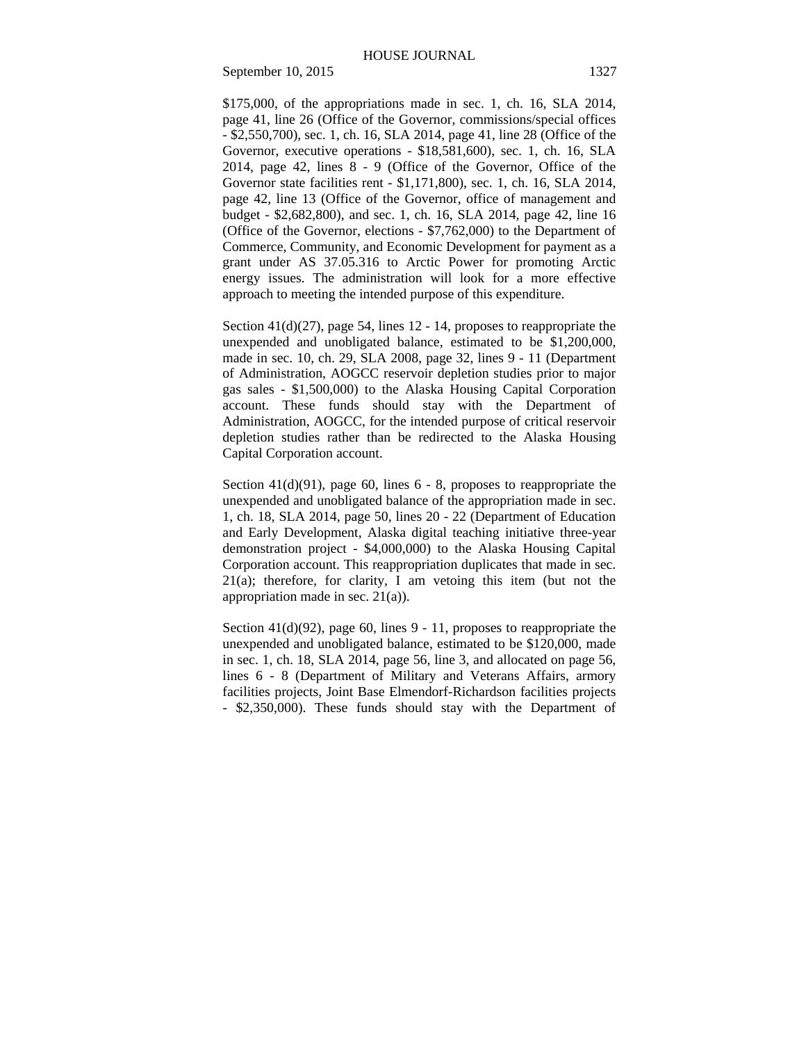$175,000, of the appropriations made in sec. 1, ch. 16, SLA 2014, page 41, line 26 (Office of the Governor, commissions/special offices - $2,550,700), sec. 1, ch. 16, SLA 2014, page 41, line 28 (Office of the Governor, executive operations - $18,581,600), sec. 1, ch. 16, SLA 2014, page 42, lines 8 - 9 (Office of the Governor, Office of the Governor state facilities rent - $1,171,800), sec. 1, ch. 16, SLA 2014, page 42, line 13 (Office of the Governor, office of management and budget - $2,682,800), and sec. 1, ch. 16, SLA 2014, page 42, line 16 (Office of the Governor, elections - $7,762,000) to the Department of Commerce, Community, and Economic Development for payment as a grant under AS 37.05.316 to Arctic Power for promoting Arctic energy issues. The administration will look for a more effective approach to meeting the intended purpose of this expenditure.

Section 41(d)(27), page 54, lines 12 - 14, proposes to reappropriate the unexpended and unobligated balance, estimated to be $1,200,000, made in sec. 10, ch. 29, SLA 2008, page 32, lines 9 - 11 (Department of Administration, AOGCC reservoir depletion studies prior to major gas sales - $1,500,000) to the Alaska Housing Capital Corporation account. These funds should stay with the Department of Administration, AOGCC, for the intended purpose of critical reservoir depletion studies rather than be redirected to the Alaska Housing Capital Corporation account.

Section 41(d)(91), page 60, lines 6 - 8, proposes to reappropriate the unexpended and unobligated balance of the appropriation made in sec. 1, ch. 18, SLA 2014, page 50, lines 20 - 22 (Department of Education and Early Development, Alaska digital teaching initiative three-year demonstration project - $4,000,000) to the Alaska Housing Capital Corporation account. This reappropriation duplicates that made in sec. 21(a); therefore, for clarity, I am vetoing this item (but not the appropriation made in sec. 21(a)).

Section 41(d)(92), page 60, lines 9 - 11, proposes to reappropriate the unexpended and unobligated balance, estimated to be $120,000, made in sec. 1, ch. 18, SLA 2014, page 56, line 3, and allocated on page 56, lines 6 - 8 (Department of Military and Veterans Affairs, armory facilities projects, Joint Base Elmendorf-Richardson facilities projects - $2,350,000). These funds should stay with the Department of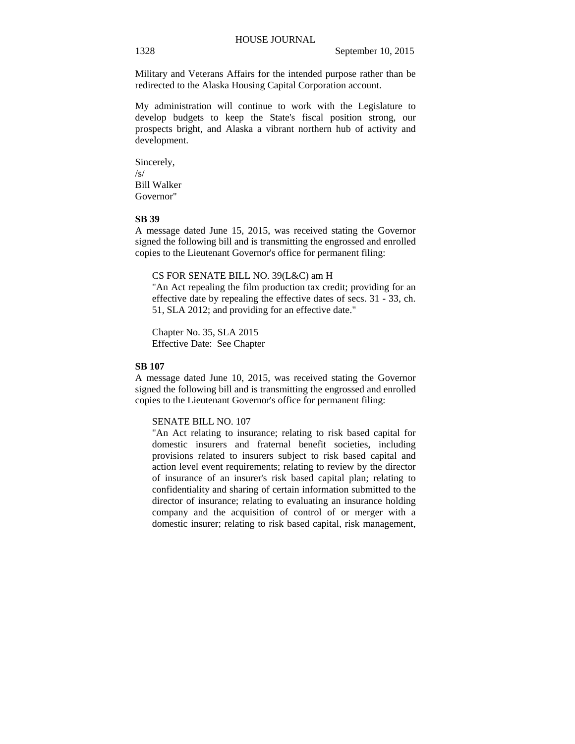Military and Veterans Affairs for the intended purpose rather than be redirected to the Alaska Housing Capital Corporation account.

My administration will continue to work with the Legislature to develop budgets to keep the State's fiscal position strong, our prospects bright, and Alaska a vibrant northern hub of activity and development.

Sincerely,
/s/
Bill Walker
Governor"

**SB 39**

A message dated June 15, 2015, was received stating the Governor signed the following bill and is transmitting the engrossed and enrolled copies to the Lieutenant Governor's office for permanent filing:

> CS FOR SENATE BILL NO. 39(L&C) am H
> "An Act repealing the film production tax credit; providing for an effective date by repealing the effective dates of secs. 31 - 33, ch. 51, SLA 2012; and providing for an effective date."
>
> Chapter No. 35, SLA 2015
> Effective Date: See Chapter

**SB 107**

A message dated June 10, 2015, was received stating the Governor signed the following bill and is transmitting the engrossed and enrolled copies to the Lieutenant Governor's office for permanent filing:

> SENATE BILL NO. 107
> "An Act relating to insurance; relating to risk based capital for domestic insurers and fraternal benefit societies, including provisions related to insurers subject to risk based capital and action level event requirements; relating to review by the director of insurance of an insurer's risk based capital plan; relating to confidentiality and sharing of certain information submitted to the director of insurance; relating to evaluating an insurance holding company and the acquisition of control of or merger with a domestic insurer; relating to risk based capital, risk management,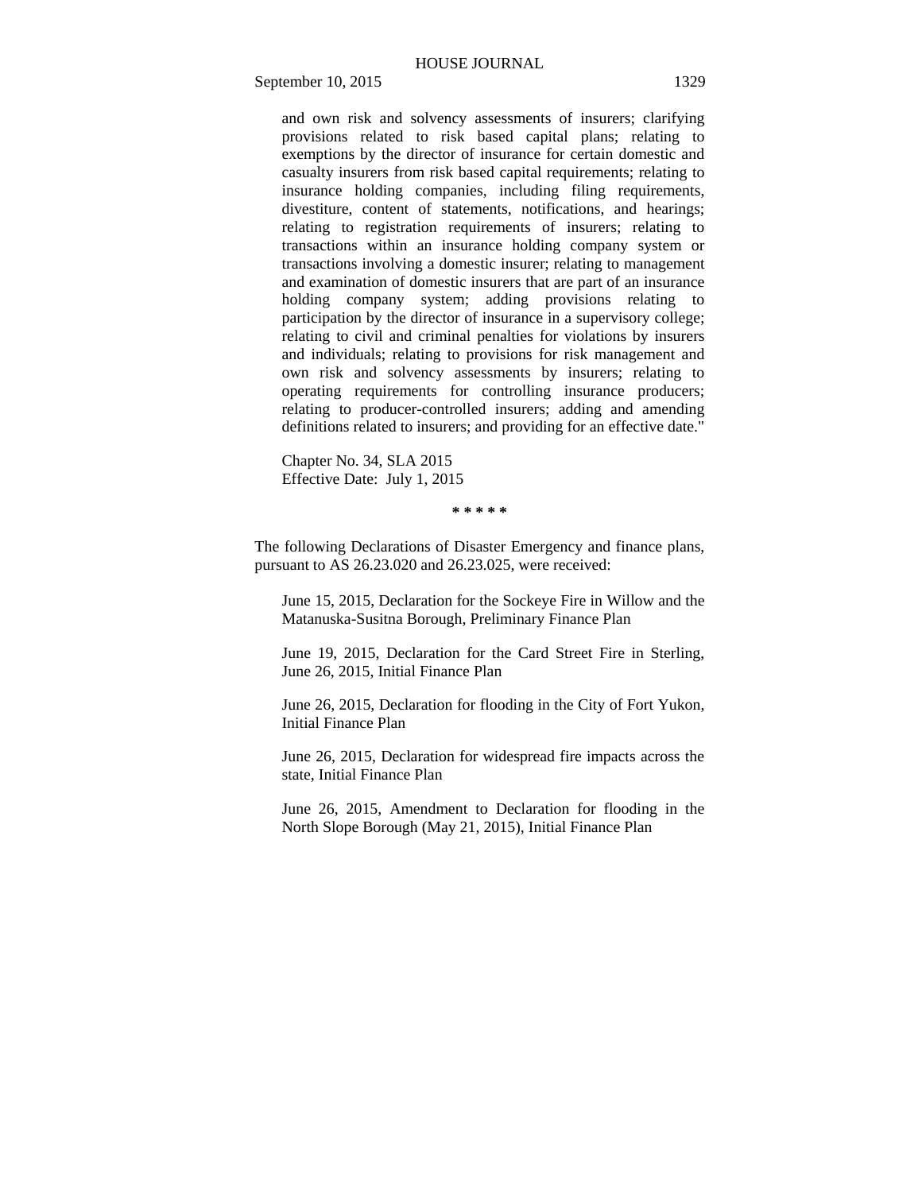and own risk and solvency assessments of insurers; clarifying provisions related to risk based capital plans; relating to exemptions by the director of insurance for certain domestic and casualty insurers from risk based capital requirements; relating to insurance holding companies, including filing requirements, divestiture, content of statements, notifications, and hearings; relating to registration requirements of insurers; relating to transactions within an insurance holding company system or transactions involving a domestic insurer; relating to management and examination of domestic insurers that are part of an insurance holding company system; adding provisions relating to participation by the director of insurance in a supervisory college; relating to civil and criminal penalties for violations by insurers and individuals; relating to provisions for risk management and own risk and solvency assessments by insurers; relating to operating requirements for controlling insurance producers; relating to producer-controlled insurers; adding and amending definitions related to insurers; and providing for an effective date."

Chapter No. 34, SLA 2015
Effective Date: July 1, 2015

\* \* \* \* \*

The following Declarations of Disaster Emergency and finance plans, pursuant to AS 26.23.020 and 26.23.025, were received:

June 15, 2015, Declaration for the Sockeye Fire in Willow and the Matanuska-Susitna Borough, Preliminary Finance Plan

June 19, 2015, Declaration for the Card Street Fire in Sterling, June 26, 2015, Initial Finance Plan

June 26, 2015, Declaration for flooding in the City of Fort Yukon, Initial Finance Plan

June 26, 2015, Declaration for widespread fire impacts across the state, Initial Finance Plan

June 26, 2015, Amendment to Declaration for flooding in the North Slope Borough (May 21, 2015), Initial Finance Plan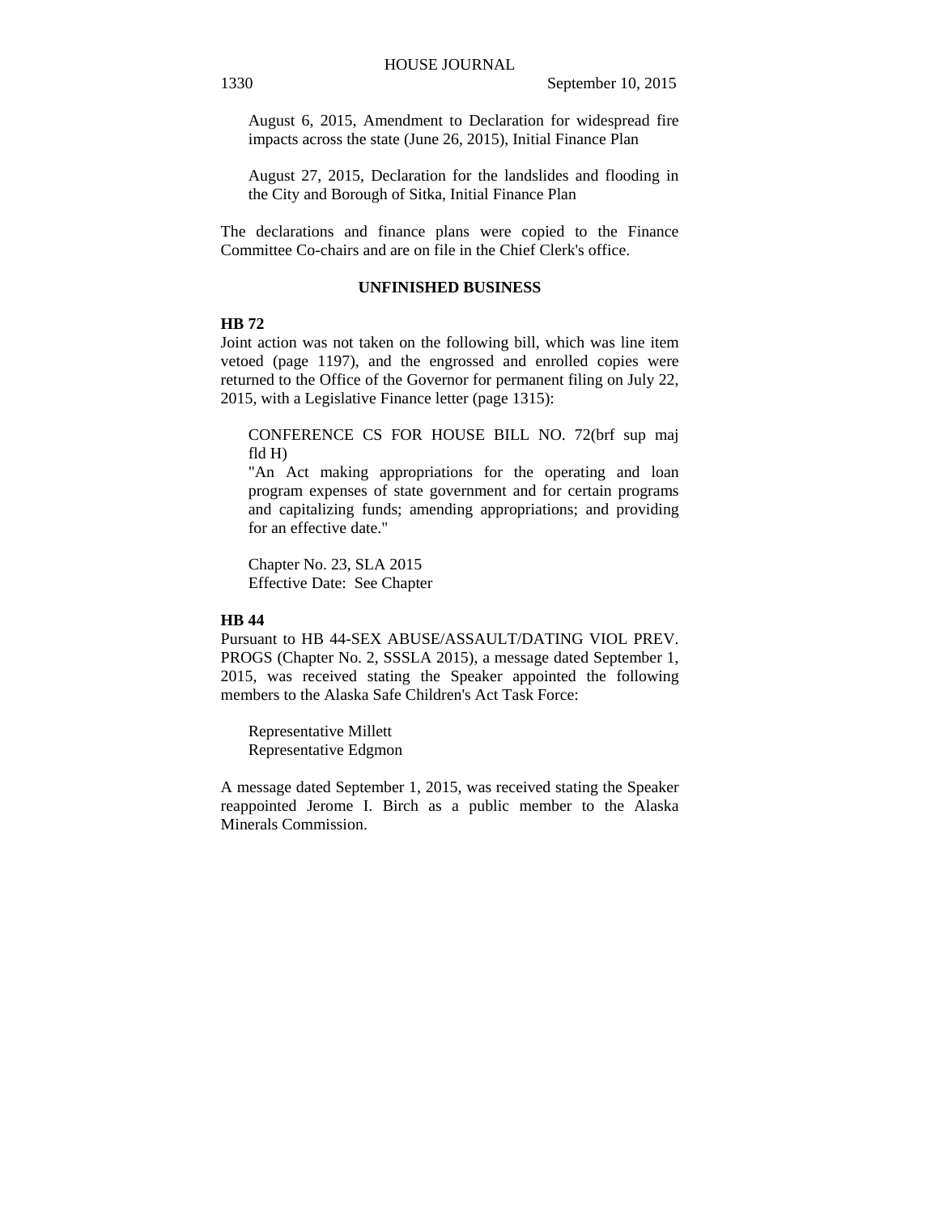August 6, 2015, Amendment to Declaration for widespread fire impacts across the state (June 26, 2015), Initial Finance Plan

August 27, 2015, Declaration for the landslides and flooding in the City and Borough of Sitka, Initial Finance Plan

The declarations and finance plans were copied to the Finance Committee Co-chairs and are on file in the Chief Clerk's office.

## UNFINISHED BUSINESS

**HB 72**

Joint action was not taken on the following bill, which was line item vetoed (page 1197), and the engrossed and enrolled copies were returned to the Office of the Governor for permanent filing on July 22, 2015, with a Legislative Finance letter (page 1315):

CONFERENCE CS FOR HOUSE BILL NO. 72(brf sup maj fld H)
"An Act making appropriations for the operating and loan program expenses of state government and for certain programs and capitalizing funds; amending appropriations; and providing for an effective date."

Chapter No. 23, SLA 2015
Effective Date: See Chapter

**HB 44**

Pursuant to HB 44-SEX ABUSE/ASSAULT/DATING VIOL PREV. PROGS (Chapter No. 2, SSSLA 2015), a message dated September 1, 2015, was received stating the Speaker appointed the following members to the Alaska Safe Children's Act Task Force:

Representative Millett
Representative Edgmon

A message dated September 1, 2015, was received stating the Speaker reappointed Jerome I. Birch as a public member to the Alaska Minerals Commission.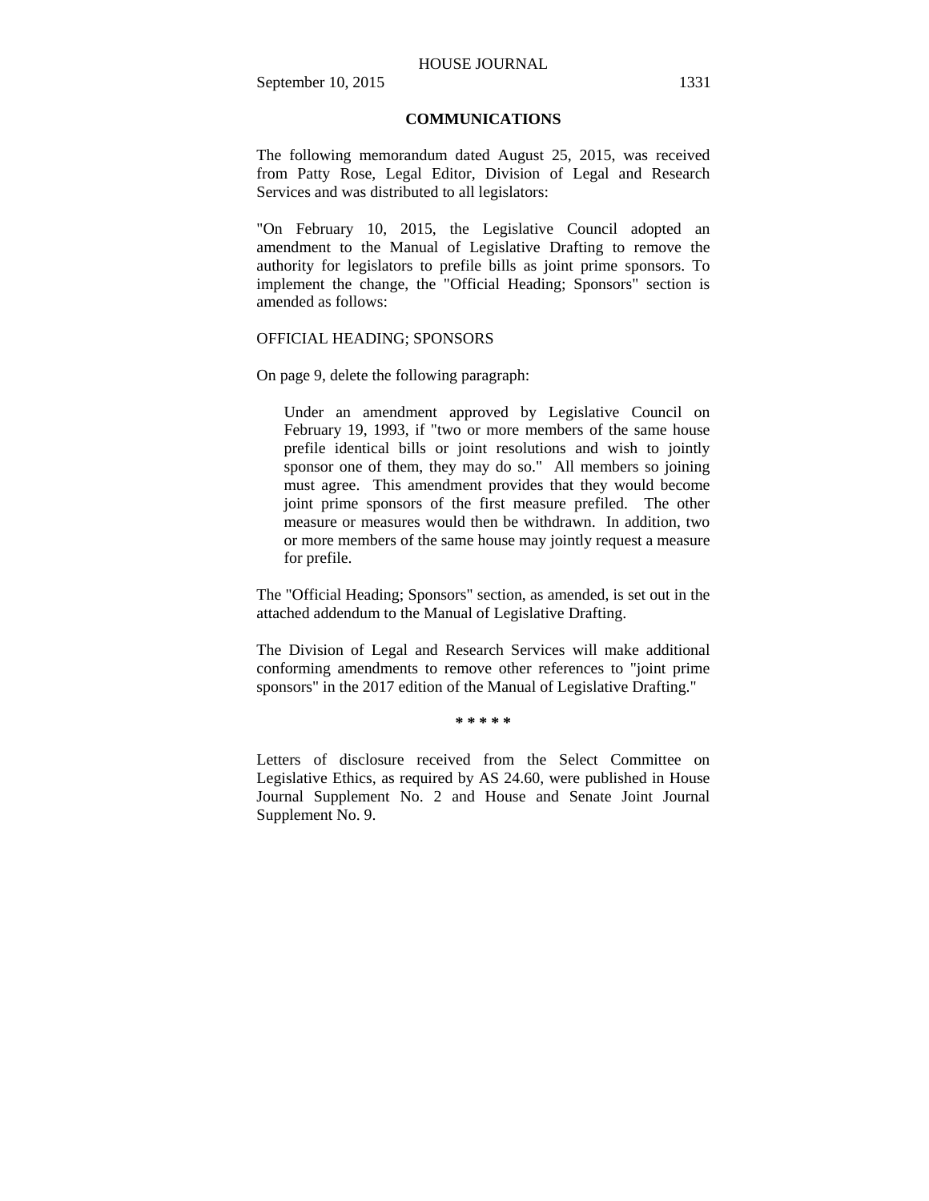## COMMUNICATIONS

The following memorandum dated August 25, 2015, was received from Patty Rose, Legal Editor, Division of Legal and Research Services and was distributed to all legislators:

"On February 10, 2015, the Legislative Council adopted an amendment to the Manual of Legislative Drafting to remove the authority for legislators to prefile bills as joint prime sponsors. To implement the change, the "Official Heading; Sponsors" section is amended as follows:

OFFICIAL HEADING; SPONSORS

On page 9, delete the following paragraph:

> Under an amendment approved by Legislative Council on February 19, 1993, if "two or more members of the same house prefile identical bills or joint resolutions and wish to jointly sponsor one of them, they may do so." All members so joining must agree. This amendment provides that they would become joint prime sponsors of the first measure prefiled. The other measure or measures would then be withdrawn. In addition, two or more members of the same house may jointly request a measure for prefile.

The "Official Heading; Sponsors" section, as amended, is set out in the attached addendum to the Manual of Legislative Drafting.

The Division of Legal and Research Services will make additional conforming amendments to remove other references to "joint prime sponsors" in the 2017 edition of the Manual of Legislative Drafting."

\* \* \* \* \*

Letters of disclosure received from the Select Committee on Legislative Ethics, as required by AS 24.60, were published in House Journal Supplement No. 2 and House and Senate Joint Journal Supplement No. 9.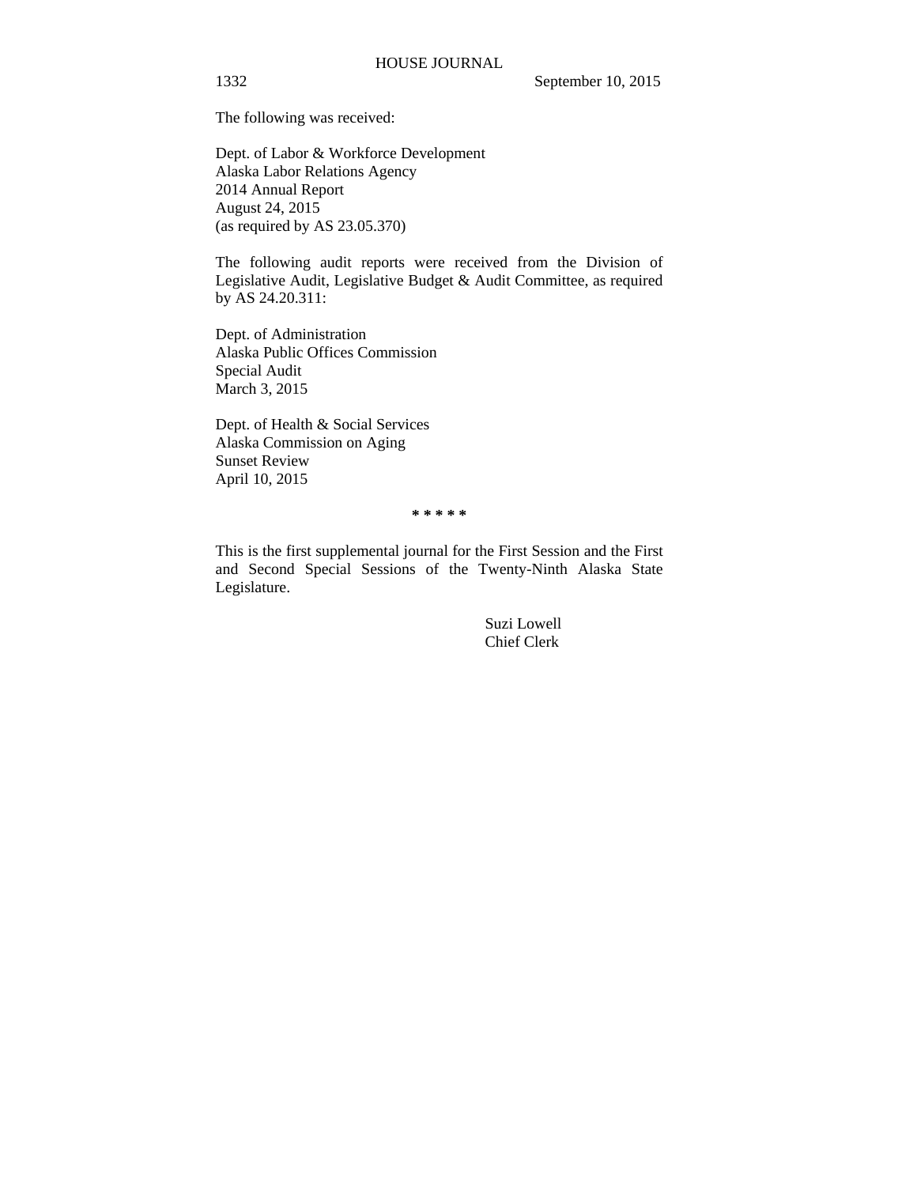The following was received:

Dept. of Labor & Workforce Development
Alaska Labor Relations Agency
2014 Annual Report
August 24, 2015
(as required by AS 23.05.370)

The following audit reports were received from the Division of Legislative Audit, Legislative Budget & Audit Committee, as required by AS 24.20.311:

Dept. of Administration
Alaska Public Offices Commission
Special Audit
March 3, 2015

Dept. of Health & Social Services
Alaska Commission on Aging
Sunset Review
April 10, 2015

* * * * *

This is the first supplemental journal for the First Session and the First and Second Special Sessions of the Twenty-Ninth Alaska State Legislature.

Suzi Lowell
Chief Clerk